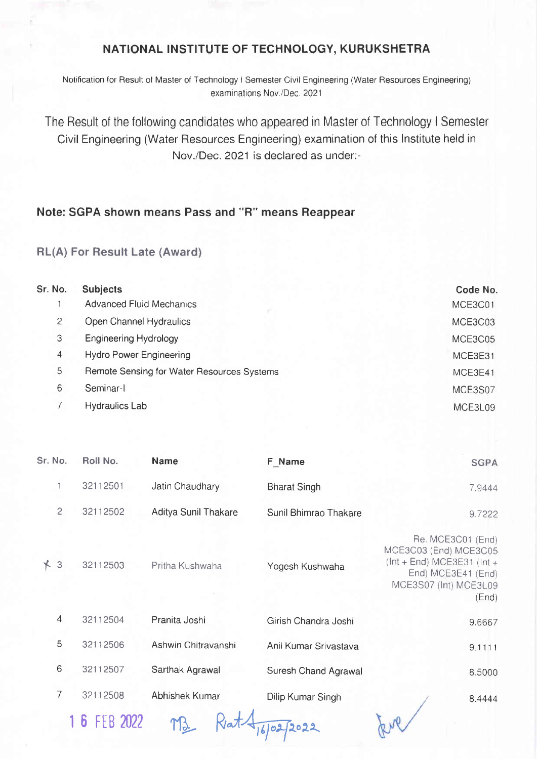## NATIONAL INSTITUTE OF TECHNOLOGY, KURUKSHETRA

Notification for Result of Master of Technology I Semester Civil Engineering (Water Resources Engineering) examinations Nov./Dec. 2021

The Result of the following candidates who appeared in Master of Technology I Semester Civil Engineering (Water Resources Engineering) examination of this Institute held in Nov./Dec. 2021 is declared as under:-

### Note: SGPA shown means Pass and "R" means Reappear

### RL(A) For Result Late (Award)

| Sr. No. | Subjects | Code No. |
|---|---|---|
| 1 | Advanced Fluid Mechanics | MCE3C01 |
| 2 | Open Channel Hydraulics | MCE3C03 |
| 3 | Engineering Hydrology | MCE3C05 |
| 4 | Hydro Power Engineering | MCE3E31 |
| 5 | Remote Sensing for Water Resources Systems | MCE3E41 |
| 6 | Seminar-I | MCE3S07 |
| 7 | Hydraulics Lab | MCE3L09 |

| Sr. No. | Roll No. | Name | F_Name | SGPA |
|---|---|---|---|---|
| 1 | 32112501 | Jatin Chaudhary | Bharat Singh | 7.9444 |
| 2 | 32112502 | Aditya Sunil Thakare | Sunil Bhimrao Thakare | 9.7222 |
| 3 | 32112503 | Pritha Kushwaha | Yogesh Kushwaha | Re. MCE3C01 (End) MCE3C03 (End) MCE3C05 (Int + End) MCE3E31 (Int + End) MCE3E41 (End) MCE3S07 (Int) MCE3L09 (End) |
| 4 | 32112504 | Pranita Joshi | Girish Chandra Joshi | 9.6667 |
| 5 | 32112506 | Ashwin Chitravanshi | Anil Kumar Srivastava | 9.1111 |
| 6 | 32112507 | Sarthak Agrawal | Suresh Chand Agrawal | 8.5000 |
| 7 | 32112508 | Abhishek Kumar | Dilip Kumar Singh | 8.4444 |

16 FEB 2022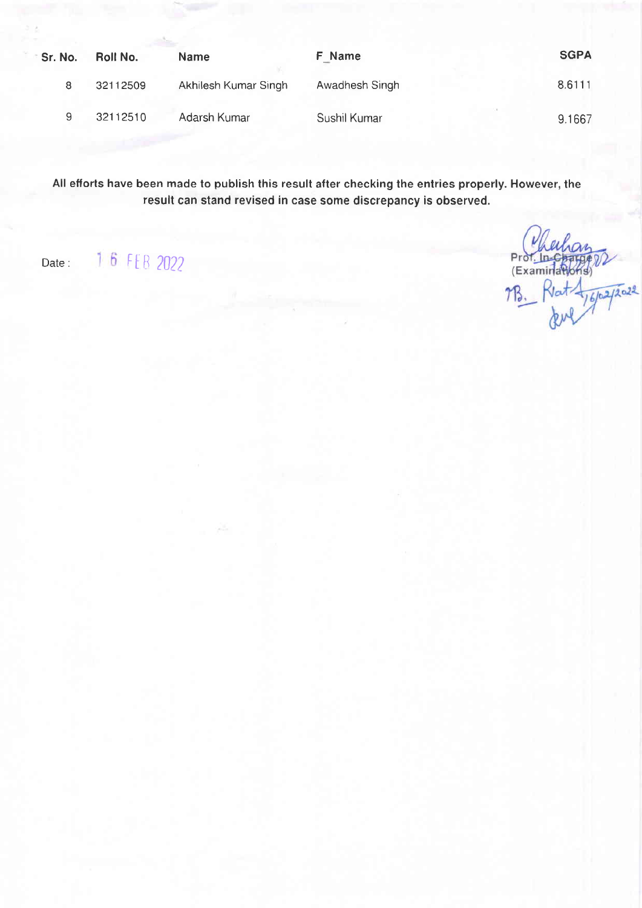| Sr. No. | Roll No. | Name | F_Name | SGPA |
|---|---|---|---|---|
| 8 | 32112509 | Akhilesh Kumar Singh | Awadhesh Singh | 8.6111 |
| 9 | 32112510 | Adarsh Kumar | Sushil Kumar | 9.1667 |

**All efforts have been made to publish this result after checking the entries properly. However, the result can stand revised in case some discrepancy is observed.**

Date : 16 FEB 2022

Prof. In-Charge
(Examinations)